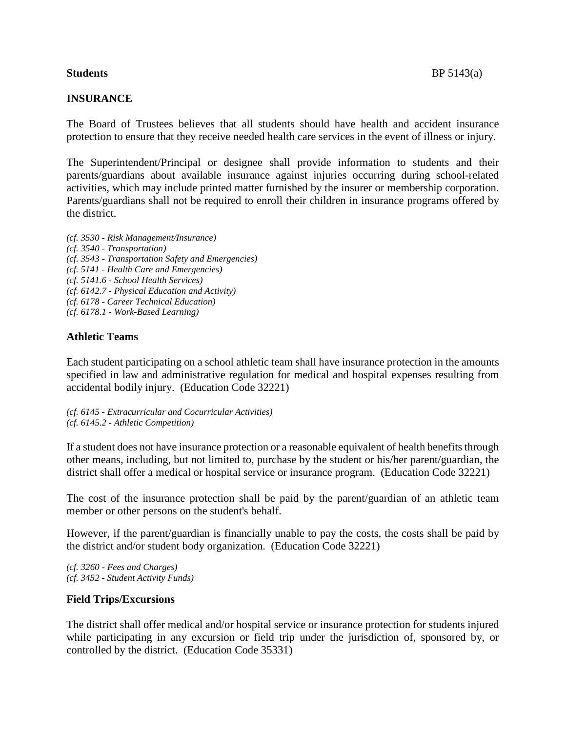**Students**

# INSURANCE

The Board of Trustees believes that all students should have health and accident insurance protection to ensure that they receive needed health care services in the event of illness or injury.

The Superintendent/Principal or designee shall provide information to students and their parents/guardians about available insurance against injuries occurring during school-related activities, which may include printed matter furnished by the insurer or membership corporation. Parents/guardians shall not be required to enroll their children in insurance programs offered by the district.

*(cf. 3530 - Risk Management/Insurance)*
*(cf. 3540 - Transportation)*
*(cf. 3543 - Transportation Safety and Emergencies)*
*(cf. 5141 - Health Care and Emergencies)*
*(cf. 5141.6 - School Health Services)*
*(cf. 6142.7 - Physical Education and Activity)*
*(cf. 6178 - Career Technical Education)*
*(cf. 6178.1 - Work-Based Learning)*

## Athletic Teams

Each student participating on a school athletic team shall have insurance protection in the amounts specified in law and administrative regulation for medical and hospital expenses resulting from accidental bodily injury. (Education Code 32221)

*(cf. 6145 - Extracurricular and Cocurricular Activities)*
*(cf. 6145.2 - Athletic Competition)*

If a student does not have insurance protection or a reasonable equivalent of health benefits through other means, including, but not limited to, purchase by the student or his/her parent/guardian, the district shall offer a medical or hospital service or insurance program. (Education Code 32221)

The cost of the insurance protection shall be paid by the parent/guardian of an athletic team member or other persons on the student's behalf.

However, if the parent/guardian is financially unable to pay the costs, the costs shall be paid by the district and/or student body organization. (Education Code 32221)

*(cf. 3260 - Fees and Charges)*
*(cf. 3452 - Student Activity Funds)*

## Field Trips/Excursions

The district shall offer medical and/or hospital service or insurance protection for students injured while participating in any excursion or field trip under the jurisdiction of, sponsored by, or controlled by the district. (Education Code 35331)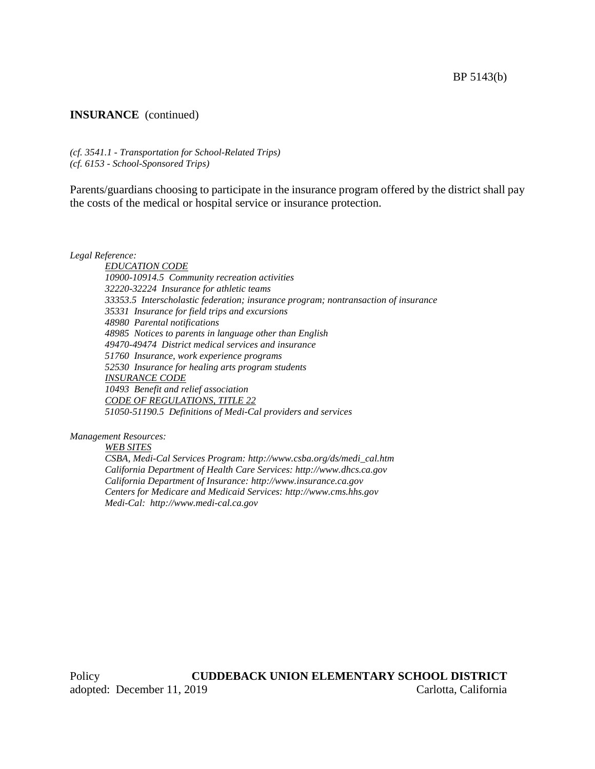**INSURANCE** (continued)

*(cf. 3541.1 - Transportation for School-Related Trips)*
*(cf. 6153 - School-Sponsored Trips)*

Parents/guardians choosing to participate in the insurance program offered by the district shall pay the costs of the medical or hospital service or insurance protection.

*Legal Reference:*

*EDUCATION CODE*
*10900-10914.5 Community recreation activities*
*32220-32224 Insurance for athletic teams*
*33353.5 Interscholastic federation; insurance program; nontransaction of insurance*
*35331 Insurance for field trips and excursions*
*48980 Parental notifications*
*48985 Notices to parents in language other than English*
*49470-49474 District medical services and insurance*
*51760 Insurance, work experience programs*
*52530 Insurance for healing arts program students*
*INSURANCE CODE*
*10493 Benefit and relief association*
*CODE OF REGULATIONS, TITLE 22*
*51050-51190.5 Definitions of Medi-Cal providers and services*

*Management Resources:*

*WEB SITES*
*CSBA, Medi-Cal Services Program: http://www.csba.org/ds/medi_cal.htm*
*California Department of Health Care Services: http://www.dhcs.ca.gov*
*California Department of Insurance: http://www.insurance.ca.gov*
*Centers for Medicare and Medicaid Services: http://www.cms.hhs.gov*
*Medi-Cal: http://www.medi-cal.ca.gov*

Policy **CUDDEBACK UNION ELEMENTARY SCHOOL DISTRICT**
adopted: December 11, 2019 Carlotta, California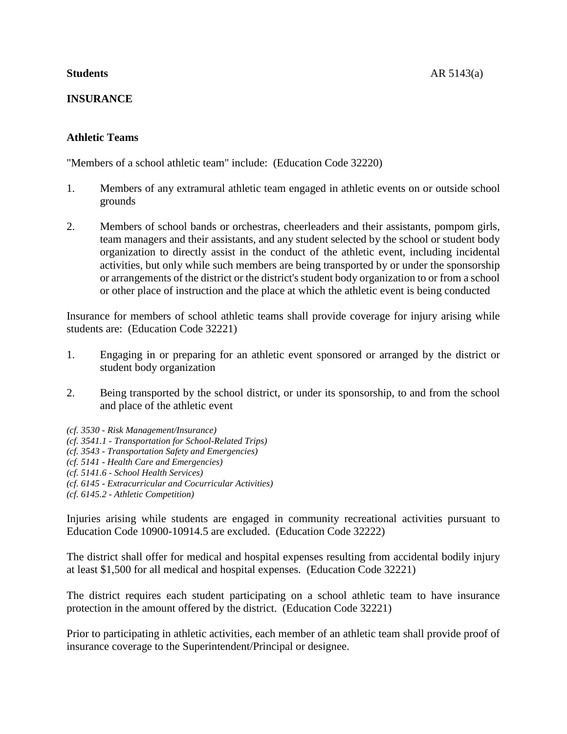**Students** AR 5143(a)

**INSURANCE**

**Athletic Teams**

"Members of a school athletic team" include: (Education Code 32220)

1. Members of any extramural athletic team engaged in athletic events on or outside school grounds

2. Members of school bands or orchestras, cheerleaders and their assistants, pompom girls, team managers and their assistants, and any student selected by the school or student body organization to directly assist in the conduct of the athletic event, including incidental activities, but only while such members are being transported by or under the sponsorship or arrangements of the district or the district's student body organization to or from a school or other place of instruction and the place at which the athletic event is being conducted

Insurance for members of school athletic teams shall provide coverage for injury arising while students are: (Education Code 32221)

1. Engaging in or preparing for an athletic event sponsored or arranged by the district or student body organization

2. Being transported by the school district, or under its sponsorship, to and from the school and place of the athletic event

*(cf. 3530 - Risk Management/Insurance)*
*(cf. 3541.1 - Transportation for School-Related Trips)*
*(cf. 3543 - Transportation Safety and Emergencies)*
*(cf. 5141 - Health Care and Emergencies)*
*(cf. 5141.6 - School Health Services)*
*(cf. 6145 - Extracurricular and Cocurricular Activities)*
*(cf. 6145.2 - Athletic Competition)*

Injuries arising while students are engaged in community recreational activities pursuant to Education Code 10900-10914.5 are excluded. (Education Code 32222)

The district shall offer for medical and hospital expenses resulting from accidental bodily injury at least $1,500 for all medical and hospital expenses. (Education Code 32221)

The district requires each student participating on a school athletic team to have insurance protection in the amount offered by the district. (Education Code 32221)

Prior to participating in athletic activities, each member of an athletic team shall provide proof of insurance coverage to the Superintendent/Principal or designee.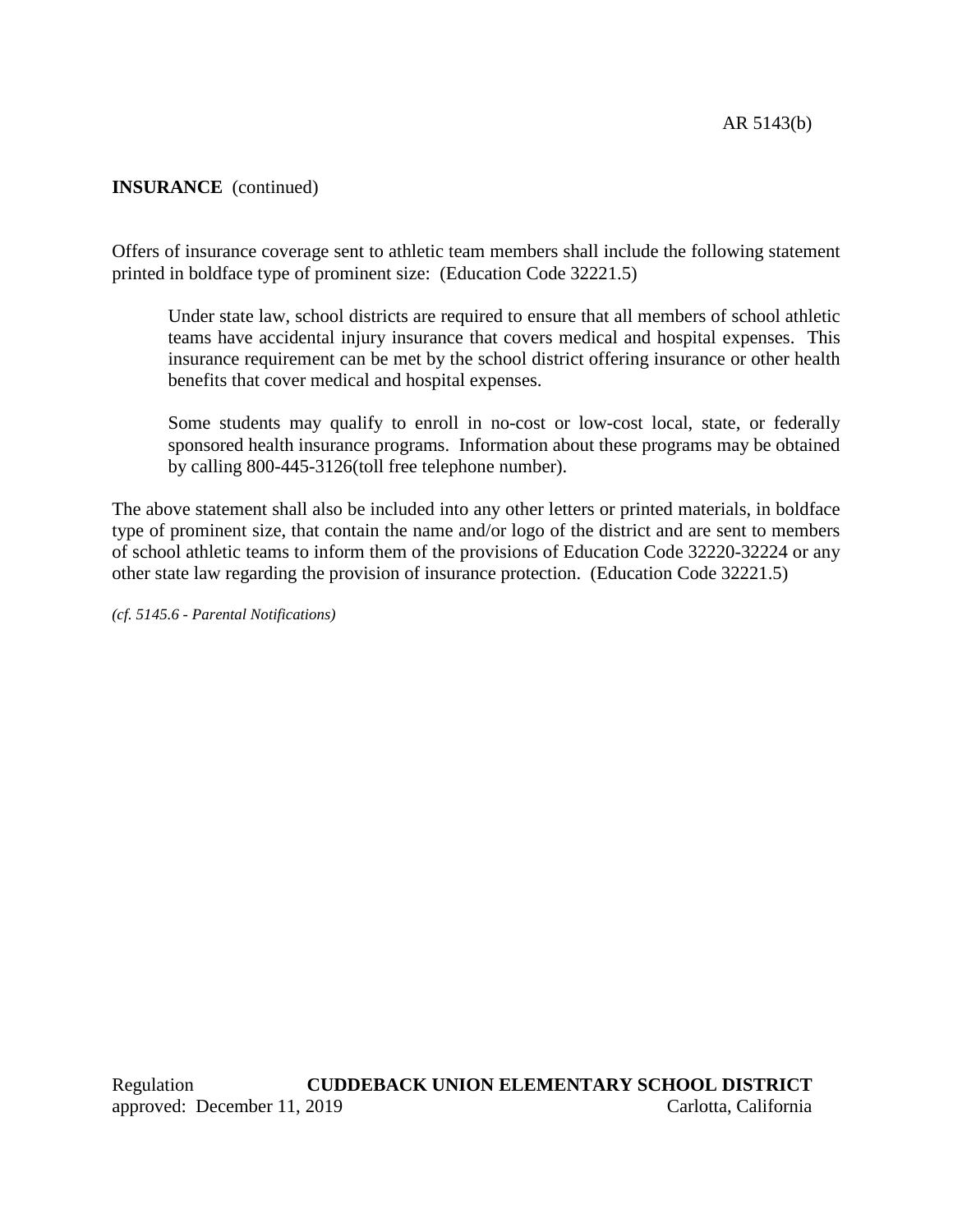**INSURANCE** (continued)

Offers of insurance coverage sent to athletic team members shall include the following statement printed in boldface type of prominent size: (Education Code 32221.5)

> Under state law, school districts are required to ensure that all members of school athletic teams have accidental injury insurance that covers medical and hospital expenses. This insurance requirement can be met by the school district offering insurance or other health benefits that cover medical and hospital expenses.
>
> Some students may qualify to enroll in no-cost or low-cost local, state, or federally sponsored health insurance programs. Information about these programs may be obtained by calling 800-445-3126(toll free telephone number).

The above statement shall also be included into any other letters or printed materials, in boldface type of prominent size, that contain the name and/or logo of the district and are sent to members of school athletic teams to inform them of the provisions of Education Code 32220-32224 or any other state law regarding the provision of insurance protection. (Education Code 32221.5)

*(cf. 5145.6 - Parental Notifications)*

Regulation **CUDDEBACK UNION ELEMENTARY SCHOOL DISTRICT**
approved: December 11, 2019 Carlotta, California